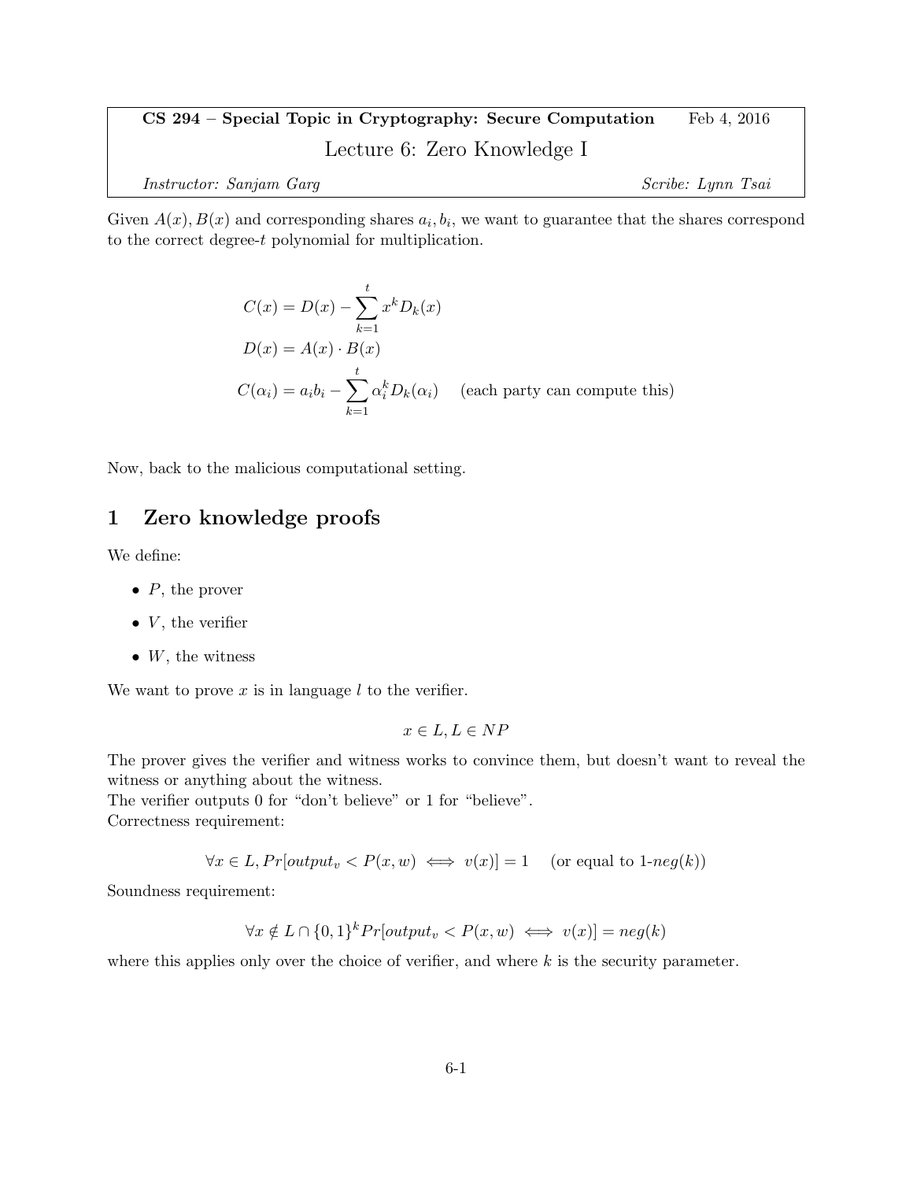**CS 294 – Special Topic in Cryptography: Secure Computation** Feb 4, 2016

# Lecture 6: Zero Knowledge I

*Instructor: Sanjam Garg* *Scribe: Lynn Tsai*

Given $A(x), B(x)$ and corresponding shares $a_i, b_i$, we want to guarantee that the shares correspond to the correct degree-$t$ polynomial for multiplication.

$$C(x) = D(x) - \sum_{k=1}^{t} x^k D_k(x)$$

$$D(x) = A(x) \cdot B(x)$$

$$C(\alpha_i) = a_i b_i - \sum_{k=1}^{t} \alpha_i^k D_k(\alpha_i) \quad \text{(each party can compute this)}$$

Now, back to the malicious computational setting.

## 1 Zero knowledge proofs

We define:

- $P$, the prover
- $V$, the verifier
- $W$, the witness

We want to prove $x$ is in language $l$ to the verifier.

$$x \in L, L \in NP$$

The prover gives the verifier and witness works to convince them, but doesn't want to reveal the witness or anything about the witness.
The verifier outputs 0 for "don't believe" or 1 for "believe".
Correctness requirement:

$$\forall x \in L, Pr[output_v < P(x,w) \iff v(x)] = 1 \quad \text{(or equal to 1-}neg(k)\text{)}$$

Soundness requirement:

$$\forall x \notin L \cap \{0,1\}^k Pr[output_v < P(x,w) \iff v(x)] = neg(k)$$

where this applies only over the choice of verifier, and where $k$ is the security parameter.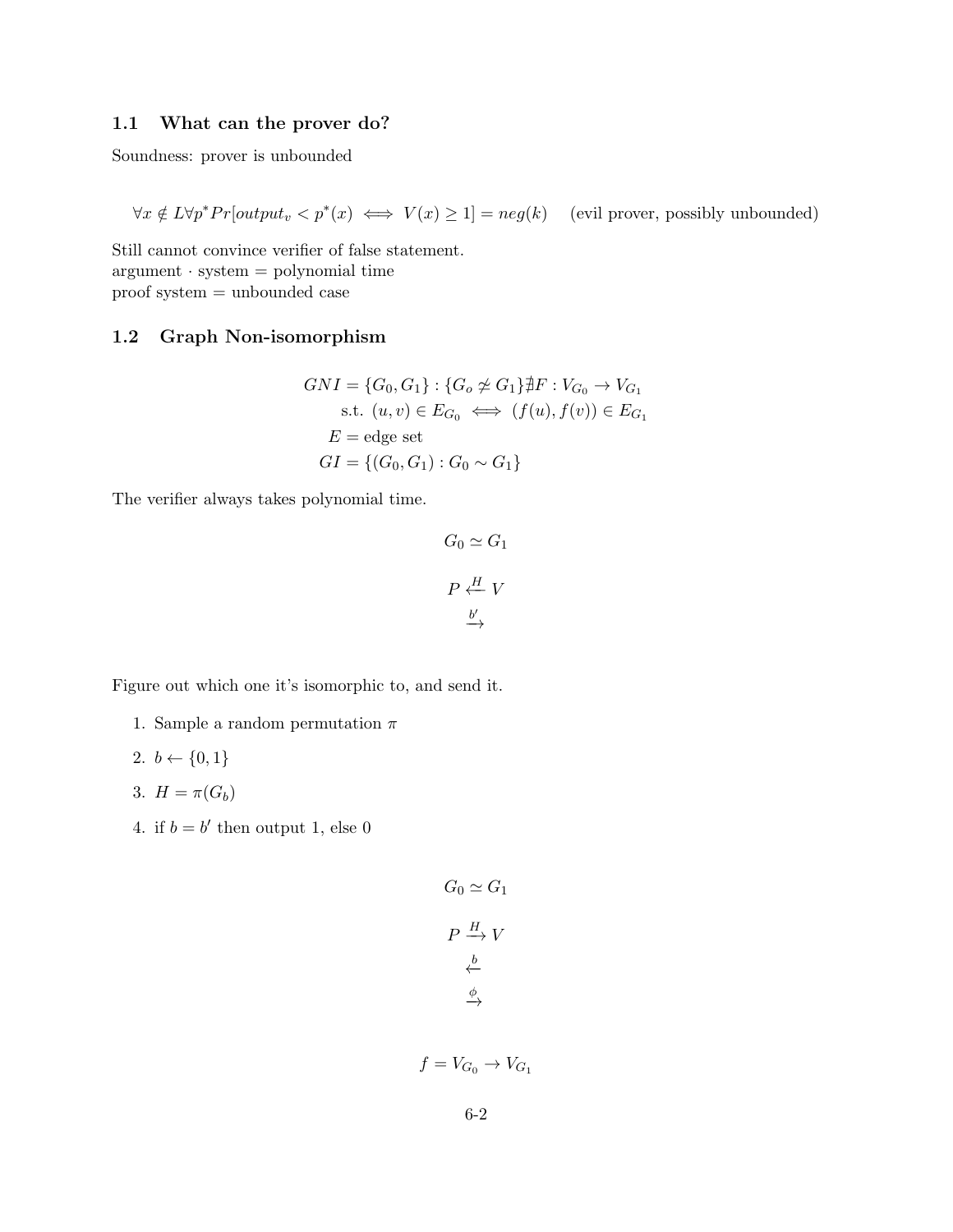### 1.1 What can the prover do?

Soundness: prover is unbounded

$$\forall x \notin L \forall p^* Pr[output_v < p^*(x) \iff V(x) \geq 1] = neg(k) \quad \text{(evil prover, possibly unbounded)}$$

Still cannot convince verifier of false statement.
argument · system = polynomial time
proof system = unbounded case

### 1.2 Graph Non-isomorphism

$$\begin{aligned}
GNI = \{G_0, G_1\} : \{G_o \not\simeq G_1\} \nexists F : V_{G_0} \to V_{G_1} \\
\text{s.t. } (u, v) \in E_{G_0} \iff (f(u), f(v)) \in E_{G_1} \\
E = \text{edge set} \\
GI = \{(G_0, G_1) : G_0 \sim G_1\}
\end{aligned}$$

The verifier always takes polynomial time.

$$G_0 \simeq G_1$$

$$P \xleftarrow{H} V$$

$$\xrightarrow{b'}$$

Figure out which one it's isomorphic to, and send it.

1. Sample a random permutation $\pi$
2. $b \leftarrow \{0, 1\}$
3. $H = \pi(G_b)$
4. if $b = b'$ then output 1, else 0

$$G_0 \simeq G_1$$

$$P \xrightarrow{H} V$$

$$\xleftarrow{b}$$

$$\xrightarrow{\phi}$$

$$f = V_{G_0} \to V_{G_1}$$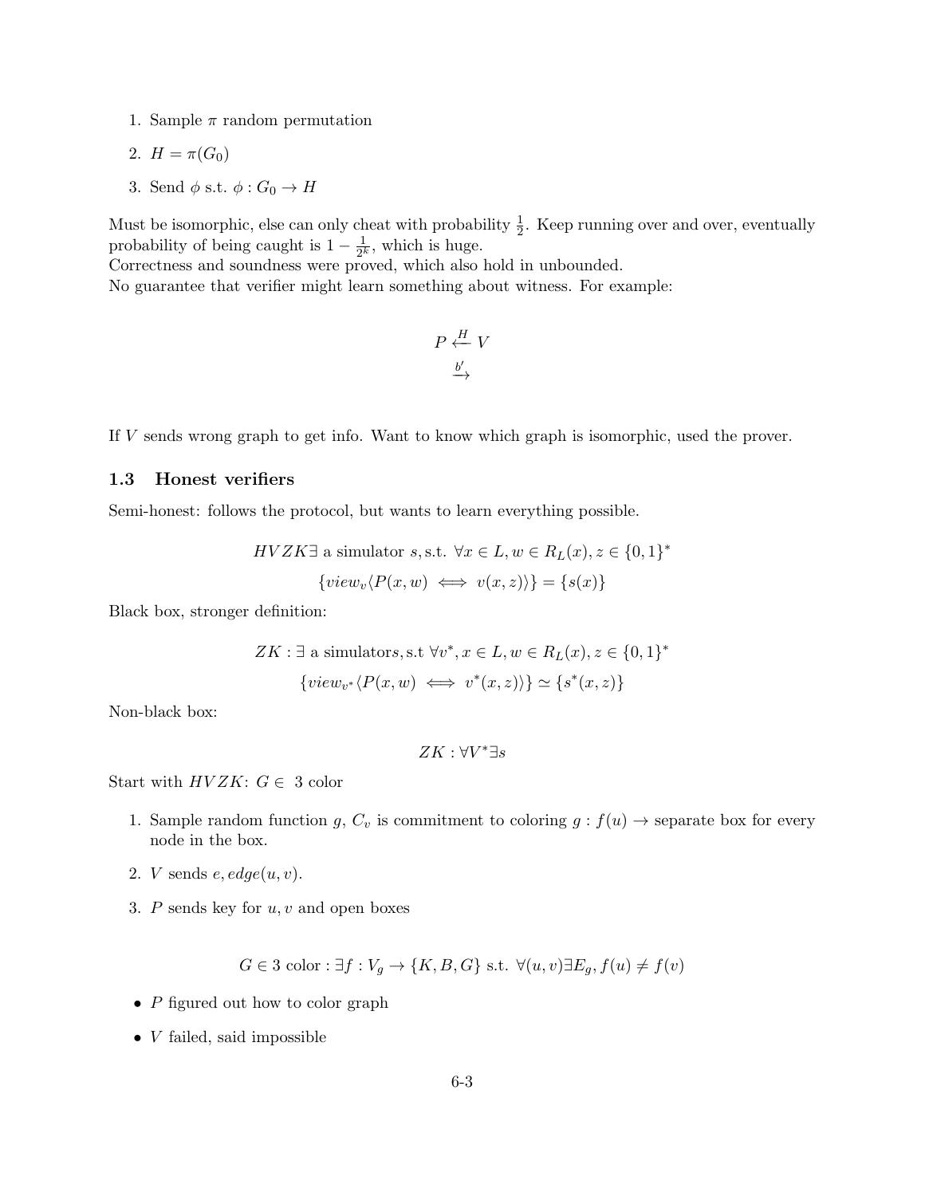1. Sample $\pi$ random permutation
2. $H = \pi(G_0)$
3. Send $\phi$ s.t. $\phi : G_0 \to H$

Must be isomorphic, else can only cheat with probability $\frac{1}{2}$. Keep running over and over, eventually probability of being caught is $1 - \frac{1}{2^k}$, which is huge.
Correctness and soundness were proved, which also hold in unbounded.
No guarantee that verifier might learn something about witness. For example:

$$P \overset{H}{\longleftarrow} V$$
$$\overset{b'}{\longrightarrow}$$

If $V$ sends wrong graph to get info. Want to know which graph is isomorphic, used the prover.

### 1.3 Honest verifiers

Semi-honest: follows the protocol, but wants to learn everything possible.

$$HVZK \exists \text{ a simulator } s, \text{s.t. } \forall x \in L, w \in R_L(x), z \in \{0,1\}^*$$
$$\{view_v \langle P(x,w) \iff v(x,z) \rangle\} = \{s(x)\}$$

Black box, stronger definition:

$$ZK : \exists \text{ a simulators}, \text{s.t } \forall v^*, x \in L, w \in R_L(x), z \in \{0,1\}^*$$
$$\{view_{v^*} \langle P(x,w) \iff v^*(x,z) \rangle\} \simeq \{s^*(x,z)\}$$

Non-black box:

$$ZK : \forall V^* \exists s$$

Start with $HVZK$: $G \in$ 3 color

1. Sample random function $g$, $C_v$ is commitment to coloring $g : f(u) \to$ separate box for every node in the box.
2. $V$ sends $e, edge(u,v)$.
3. $P$ sends key for $u, v$ and open boxes

$$G \in 3 \text{ color} : \exists f : V_g \to \{K, B, G\} \text{ s.t. } \forall (u,v) \exists E_g, f(u) \neq f(v)$$

- $P$ figured out how to color graph
- $V$ failed, said impossible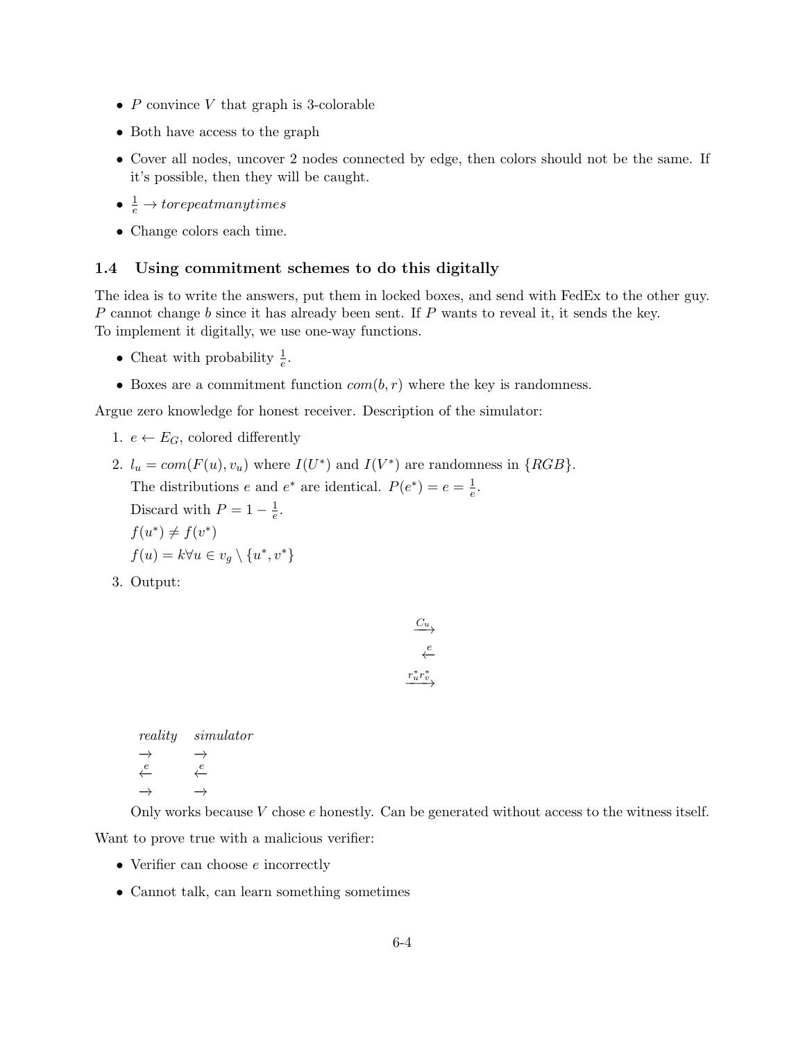- $P$ convince $V$ that graph is 3-colorable
- Both have access to the graph
- Cover all nodes, uncover 2 nodes connected by edge, then colors should not be the same. If it's possible, then they will be caught.
- $\frac{1}{e} \rightarrow torepeatmanytimes$
- Change colors each time.

### 1.4 Using commitment schemes to do this digitally

The idea is to write the answers, put them in locked boxes, and send with FedEx to the other guy. $P$ cannot change $b$ since it has already been sent. If $P$ wants to reveal it, it sends the key.
To implement it digitally, we use one-way functions.

- Cheat with probability $\frac{1}{e}$.
- Boxes are a commitment function $com(b, r)$ where the key is randomness.

Argue zero knowledge for honest receiver. Description of the simulator:

1. $e \leftarrow E_G$, colored differently
2. $l_u = com(F(u), v_u)$ where $I(U^*)$ and $I(V^*)$ are randomness in $\{RGB\}$.
   The distributions $e$ and $e^*$ are identical. $P(e^*) = e = \frac{1}{e}$.
   Discard with $P = 1 - \frac{1}{e}$.
   $f(u^*) \neq f(v^*)$
   $f(u) = k \forall u \in v_g \setminus \{u^*, v^*\}$
3. Output:

$$\xrightarrow{C_u}$$
$$\xleftarrow{e}$$
$$\xrightarrow{r_u^* r_v^*}$$

| reality | simulator |
|---|---|
| $\rightarrow$ | $\rightarrow$ |
| $\xleftarrow{e}$ | $\xleftarrow{e}$ |
| $\rightarrow$ | $\rightarrow$ |

Only works because $V$ chose $e$ honestly. Can be generated without access to the witness itself.

Want to prove true with a malicious verifier:

- Verifier can choose $e$ incorrectly
- Cannot talk, can learn something sometimes